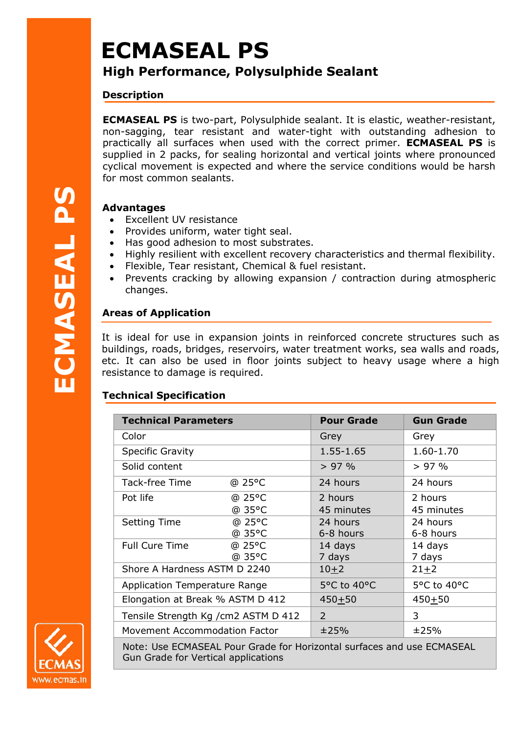# ECMASEAL PS

## High Performance, Polysulphide Sealant

### Description

**ECMASEAL PS** is two-part, Polysulphide sealant. It is elastic, weather-resistant, non-sagging, tear resistant and water-tight with outstanding adhesion to practically all surfaces when used with the correct primer. **ECMASEAL PS** is supplied in 2 packs, for sealing horizontal and vertical joints where pronounced cyclical movement is expected and where the service conditions would be harsh for most common sealants.

### Advantages

- Excellent UV resistance
- Provides uniform, water tight seal.
- Has good adhesion to most substrates.
- Highly resilient with excellent recovery characteristics and thermal flexibility.
- Flexible, Tear resistant, Chemical & fuel resistant.
- Prevents cracking by allowing expansion / contraction during atmospheric changes.

### Areas of Application

It is ideal for use in expansion joints in reinforced concrete structures such as buildings, roads, bridges, reservoirs, water treatment works, sea walls and roads, etc. It can also be used in floor joints subject to heavy usage where a high resistance to damage is required.

### Technical Specification

| Technical Parameters | | Pour Grade | Gun Grade |
|---|---|---|---|
| Color | | Grey | Grey |
| Specific Gravity | | 1.55-1.65 | 1.60-1.70 |
| Solid content | | > 97 % | > 97 % |
| Tack-free Time | @ 25°C | 24 hours | 24 hours |
| Pot life | @ 25°C<br>@ 35°C | 2 hours<br>45 minutes | 2 hours<br>45 minutes |
| Setting Time | @ 25°C<br>@ 35°C | 24 hours<br>6-8 hours | 24 hours<br>6-8 hours |
| Full Cure Time | @ 25°C<br>@ 35°C | 14 days<br>7 days | 14 days<br>7 days |
| Shore A Hardness ASTM D 2240 | | 10±2 | 21±2 |
| Application Temperature Range | | 5°C to 40°C | 5°C to 40°C |
| Elongation at Break % ASTM D 412 | | 450±50 | 450±50 |
| Tensile Strength Kg /cm2 ASTM D 412 | | 2 | 3 |
| Movement Accommodation Factor | | ±25% | ±25% |

Note: Use ECMASEAL Pour Grade for Horizontal surfaces and use ECMASEAL Gun Grade for Vertical applications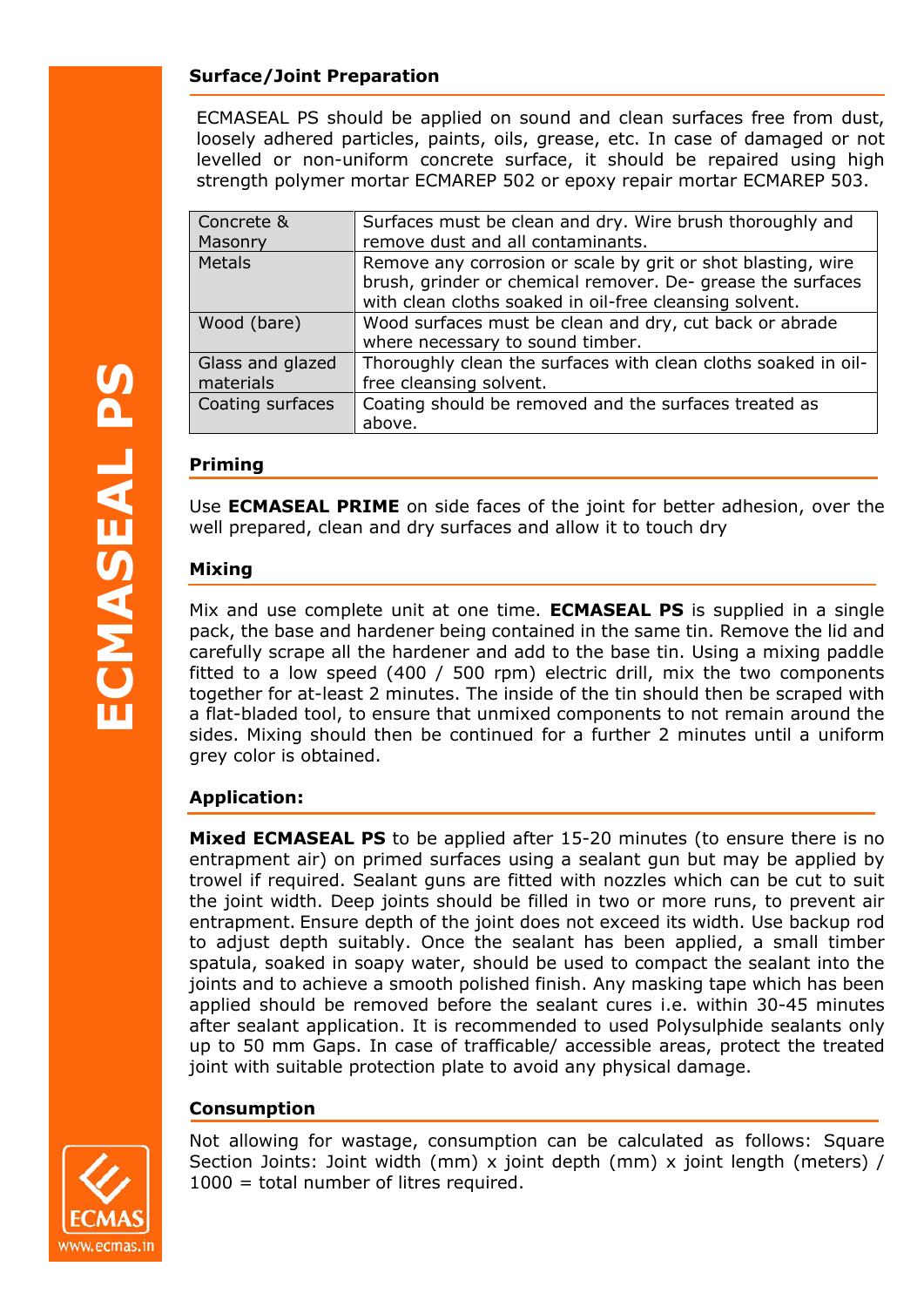## Surface/Joint Preparation

ECMASEAL PS should be applied on sound and clean surfaces free from dust, loosely adhered particles, paints, oils, grease, etc. In case of damaged or not levelled or non-uniform concrete surface, it should be repaired using high strength polymer mortar ECMAREP 502 or epoxy repair mortar ECMAREP 503.

| | |
|---|---|
| Concrete & Masonry | Surfaces must be clean and dry. Wire brush thoroughly and remove dust and all contaminants. |
| Metals | Remove any corrosion or scale by grit or shot blasting, wire brush, grinder or chemical remover. De- grease the surfaces with clean cloths soaked in oil-free cleansing solvent. |
| Wood (bare) | Wood surfaces must be clean and dry, cut back or abrade where necessary to sound timber. |
| Glass and glazed materials | Thoroughly clean the surfaces with clean cloths soaked in oil-free cleansing solvent. |
| Coating surfaces | Coating should be removed and the surfaces treated as above. |

## Priming

Use **ECMASEAL PRIME** on side faces of the joint for better adhesion, over the well prepared, clean and dry surfaces and allow it to touch dry

## Mixing

Mix and use complete unit at one time. **ECMASEAL PS** is supplied in a single pack, the base and hardener being contained in the same tin. Remove the lid and carefully scrape all the hardener and add to the base tin. Using a mixing paddle fitted to a low speed (400 / 500 rpm) electric drill, mix the two components together for at-least 2 minutes. The inside of the tin should then be scraped with a flat-bladed tool, to ensure that unmixed components to not remain around the sides. Mixing should then be continued for a further 2 minutes until a uniform grey color is obtained.

## Application:

**Mixed ECMASEAL PS** to be applied after 15-20 minutes (to ensure there is no entrapment air) on primed surfaces using a sealant gun but may be applied by trowel if required. Sealant guns are fitted with nozzles which can be cut to suit the joint width. Deep joints should be filled in two or more runs, to prevent air entrapment. Ensure depth of the joint does not exceed its width. Use backup rod to adjust depth suitably. Once the sealant has been applied, a small timber spatula, soaked in soapy water, should be used to compact the sealant into the joints and to achieve a smooth polished finish. Any masking tape which has been applied should be removed before the sealant cures i.e. within 30-45 minutes after sealant application. It is recommended to used Polysulphide sealants only up to 50 mm Gaps. In case of trafficable/ accessible areas, protect the treated joint with suitable protection plate to avoid any physical damage.

## Consumption

Not allowing for wastage, consumption can be calculated as follows: Square Section Joints: Joint width (mm) x joint depth (mm) x joint length (meters) / 1000 = total number of litres required.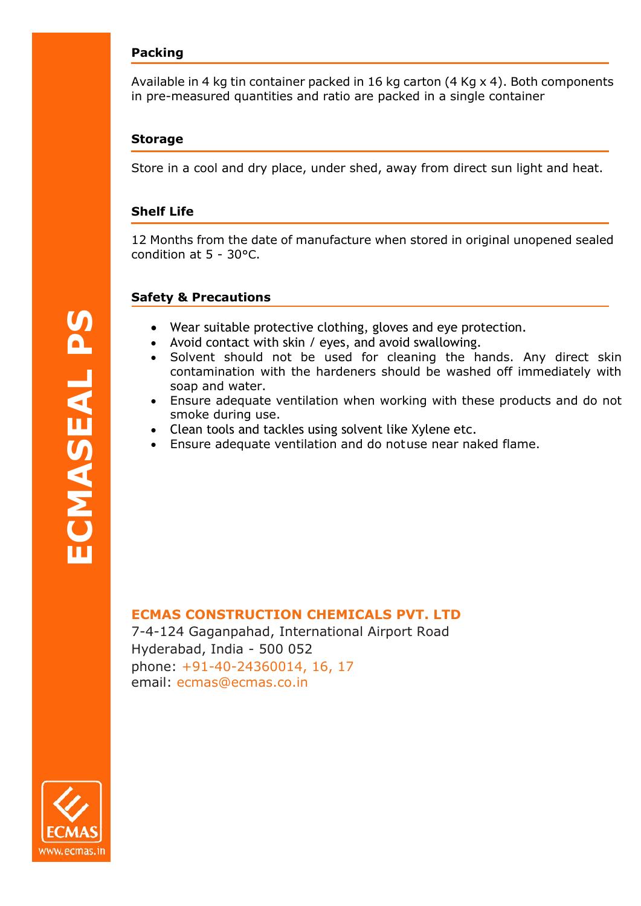## Packing

Available in 4 kg tin container packed in 16 kg carton (4 Kg x 4). Both components in pre-measured quantities and ratio are packed in a single container

## Storage

Store in a cool and dry place, under shed, away from direct sun light and heat.

## Shelf Life

12 Months from the date of manufacture when stored in original unopened sealed condition at 5 - 30°C.

## Safety & Precautions

- Wear suitable protective clothing, gloves and eye protection.
- Avoid contact with skin / eyes, and avoid swallowing.
- Solvent should not be used for cleaning the hands. Any direct skin contamination with the hardeners should be washed off immediately with soap and water.
- Ensure adequate ventilation when working with these products and do not smoke during use.
- Clean tools and tackles using solvent like Xylene etc.
- Ensure adequate ventilation and do notuse near naked flame.

**ECMAS CONSTRUCTION CHEMICALS PVT. LTD**
7-4-124 Gaganpahad, International Airport Road
Hyderabad, India - 500 052
phone: +91-40-24360014, 16, 17
email: ecmas@ecmas.co.in

ECMASEAL PS

ECMAS
www.ecmas.in